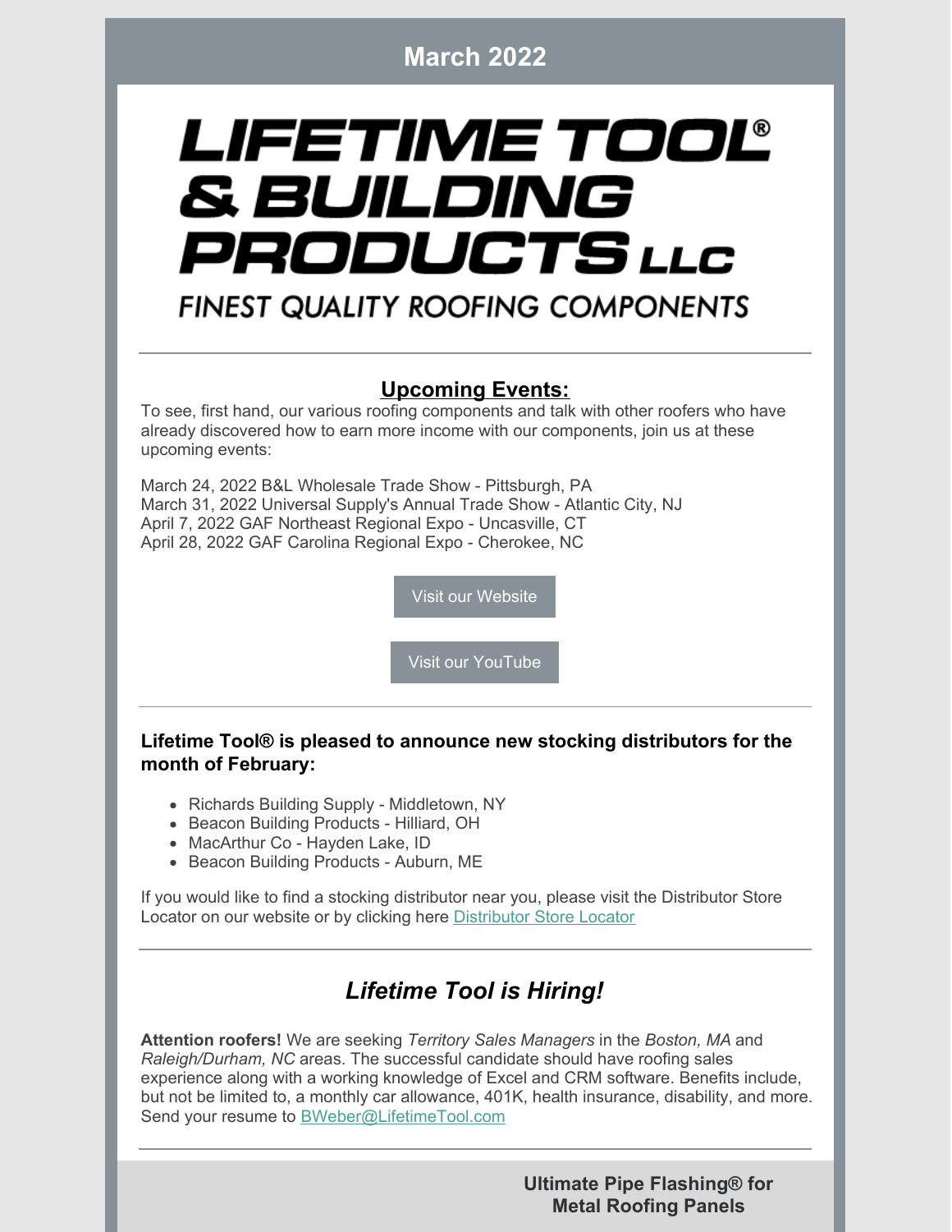## March 2022

# LIFETIME TOOL® & BUILDING PRODUCTS LLC

FINEST QUALITY ROOFING COMPONENTS

---

## Upcoming Events:

To see, first hand, our various roofing components and talk with other roofers who have already discovered how to earn more income with our components, join us at these upcoming events:

March 24, 2022 B&L Wholesale Trade Show - Pittsburgh, PA
March 31, 2022 Universal Supply's Annual Trade Show - Atlantic City, NJ
April 7, 2022 GAF Northeast Regional Expo - Uncasville, CT
April 28, 2022 GAF Carolina Regional Expo - Cherokee, NC

Visit our Website

Visit our YouTube

---

**Lifetime Tool® is pleased to announce new stocking distributors for the month of February:**

- Richards Building Supply - Middletown, NY
- Beacon Building Products - Hilliard, OH
- MacArthur Co - Hayden Lake, ID
- Beacon Building Products - Auburn, ME

If you would like to find a stocking distributor near you, please visit the Distributor Store Locator on our website or by clicking here Distributor Store Locator

---

## *Lifetime Tool is Hiring!*

**Attention roofers!** We are seeking *Territory Sales Managers* in the *Boston, MA* and *Raleigh/Durham, NC* areas. The successful candidate should have roofing sales experience along with a working knowledge of Excel and CRM software. Benefits include, but not be limited to, a monthly car allowance, 401K, health insurance, disability, and more. Send your resume to BWeber@LifetimeTool.com

---

**Ultimate Pipe Flashing® for Metal Roofing Panels**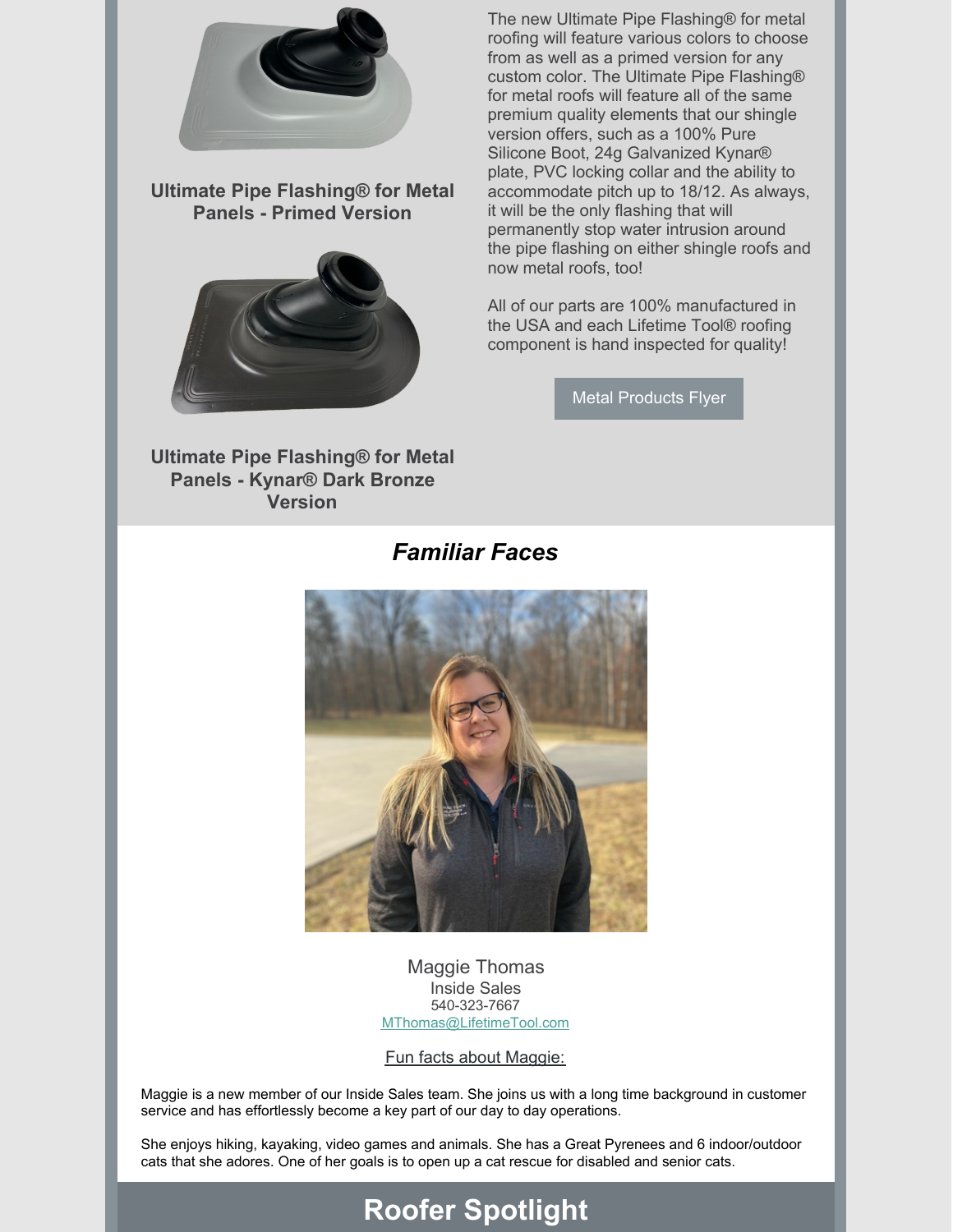**Ultimate Pipe Flashing® for Metal Panels - Primed Version**

**Ultimate Pipe Flashing® for Metal Panels - Kynar® Dark Bronze Version**

The new Ultimate Pipe Flashing® for metal roofing will feature various colors to choose from as well as a primed version for any custom color. The Ultimate Pipe Flashing® for metal roofs will feature all of the same premium quality elements that our shingle version offers, such as a 100% Pure Silicone Boot, 24g Galvanized Kynar® plate, PVC locking collar and the ability to accommodate pitch up to 18/12. As always, it will be the only flashing that will permanently stop water intrusion around the pipe flashing on either shingle roofs and now metal roofs, too!

All of our parts are 100% manufactured in the USA and each Lifetime Tool® roofing component is hand inspected for quality!

Metal Products Flyer

## *Familiar Faces*

Maggie Thomas
Inside Sales
540-323-7667
MThomas@LifetimeTool.com

Fun facts about Maggie:

Maggie is a new member of our Inside Sales team. She joins us with a long time background in customer service and has effortlessly become a key part of our day to day operations.

She enjoys hiking, kayaking, video games and animals. She has a Great Pyrenees and 6 indoor/outdoor cats that she adores. One of her goals is to open up a cat rescue for disabled and senior cats.

# Roofer Spotlight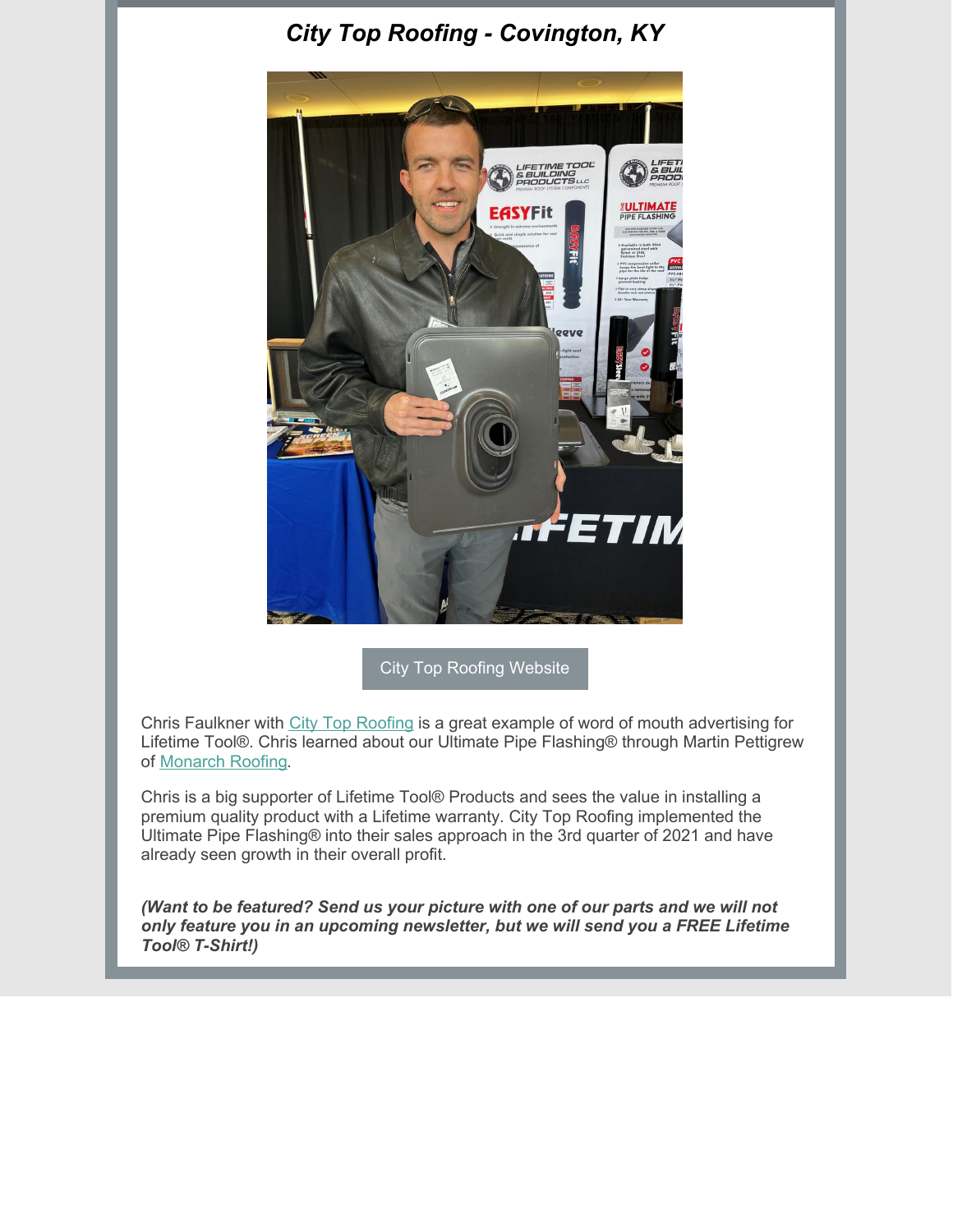### ***City Top Roofing - Covington, KY***

City Top Roofing Website

Chris Faulkner with City Top Roofing is a great example of word of mouth advertising for Lifetime Tool®. Chris learned about our Ultimate Pipe Flashing® through Martin Pettigrew of Monarch Roofing.

Chris is a big supporter of Lifetime Tool® Products and sees the value in installing a premium quality product with a Lifetime warranty. City Top Roofing implemented the Ultimate Pipe Flashing® into their sales approach in the 3rd quarter of 2021 and have already seen growth in their overall profit.

***(Want to be featured? Send us your picture with one of our parts and we will not only feature you in an upcoming newsletter, but we will send you a FREE Lifetime Tool® T-Shirt!)***